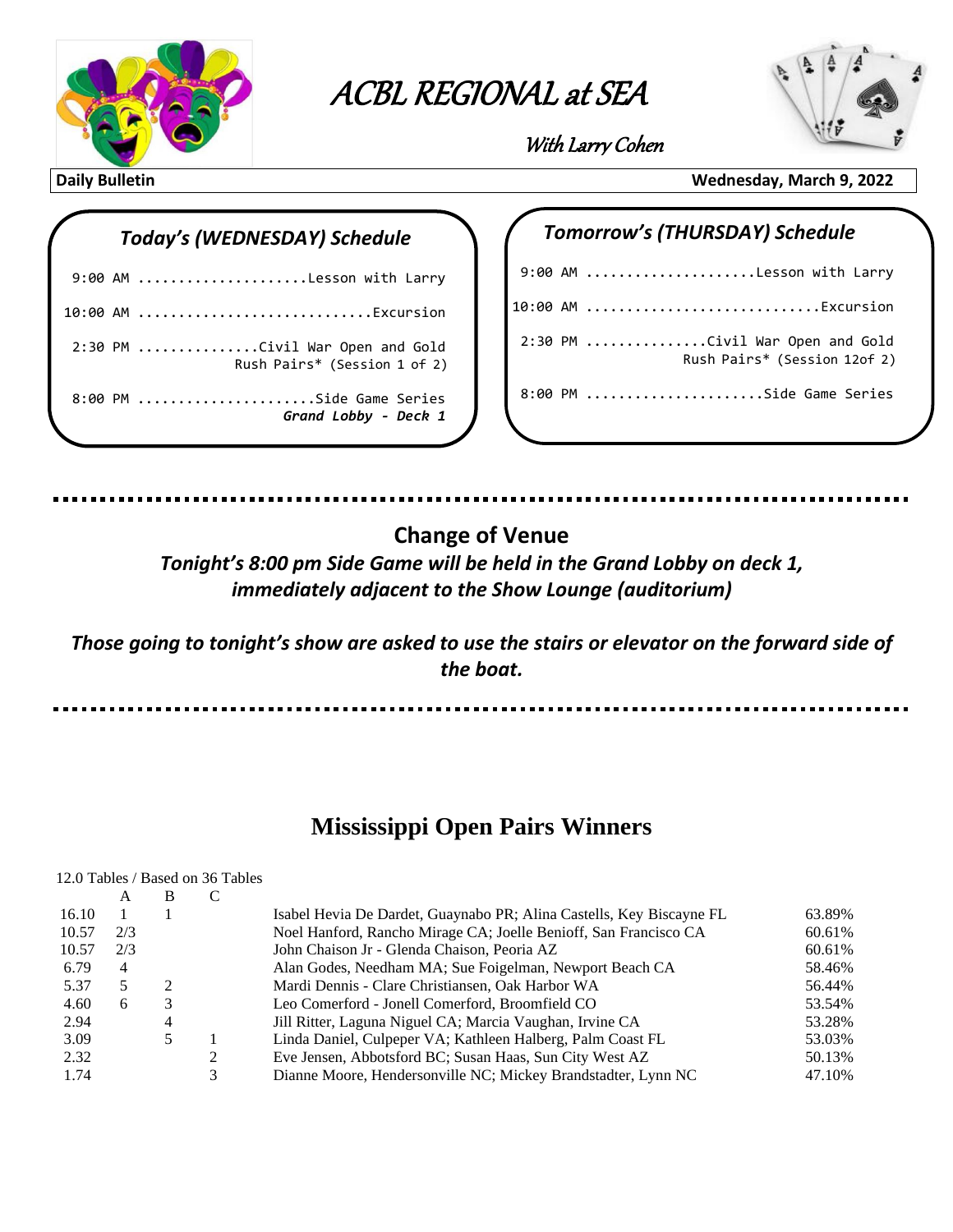# ACBL REGIONAL at SEA

*With Larry Cohen*

**Daily Bulletin** **Wednesday, March 9, 2022**

## *Today's (WEDNESDAY) Schedule*

```
 9:00 AM .....................Lesson with Larry
10:00 AM .............................Excursion
 2:30 PM ...............Civil War Open and Gold
                      Rush Pairs* (Session 1 of 2)
 8:00 PM ......................Side Game Series
                           Grand Lobby - Deck 1
```

## *Tomorrow's (THURSDAY) Schedule*

```
 9:00 AM .....................Lesson with Larry
10:00 AM .............................Excursion
 2:30 PM ...............Civil War Open and Gold
                       Rush Pairs* (Session 12of 2)
 8:00 PM ......................Side Game Series
```

## Change of Venue

***Tonight's 8:00 pm Side Game will be held in the Grand Lobby on deck 1, immediately adjacent to the Show Lounge (auditorium)***

***Those going to tonight's show are asked to use the stairs or elevator on the forward side of the boat.***

# Mississippi Open Pairs Winners

12.0 Tables / Based on 36 Tables

| | A | B | C | | |
|---|---|---|---|---|---|
| 16.10 | 1 | 1 | | Isabel Hevia De Dardet, Guaynabo PR; Alina Castells, Key Biscayne FL | 63.89% |
| 10.57 | 2/3 | | | Noel Hanford, Rancho Mirage CA; Joelle Benioff, San Francisco CA | 60.61% |
| 10.57 | 2/3 | | | John Chaison Jr - Glenda Chaison, Peoria AZ | 60.61% |
| 6.79 | 4 | | | Alan Godes, Needham MA; Sue Foigelman, Newport Beach CA | 58.46% |
| 5.37 | 5 | 2 | | Mardi Dennis - Clare Christiansen, Oak Harbor WA | 56.44% |
| 4.60 | 6 | 3 | | Leo Comerford - Jonell Comerford, Broomfield CO | 53.54% |
| 2.94 | | 4 | | Jill Ritter, Laguna Niguel CA; Marcia Vaughan, Irvine CA | 53.28% |
| 3.09 | | 5 | 1 | Linda Daniel, Culpeper VA; Kathleen Halberg, Palm Coast FL | 53.03% |
| 2.32 | | | 2 | Eve Jensen, Abbotsford BC; Susan Haas, Sun City West AZ | 50.13% |
| 1.74 | | | 3 | Dianne Moore, Hendersonville NC; Mickey Brandstadter, Lynn NC | 47.10% |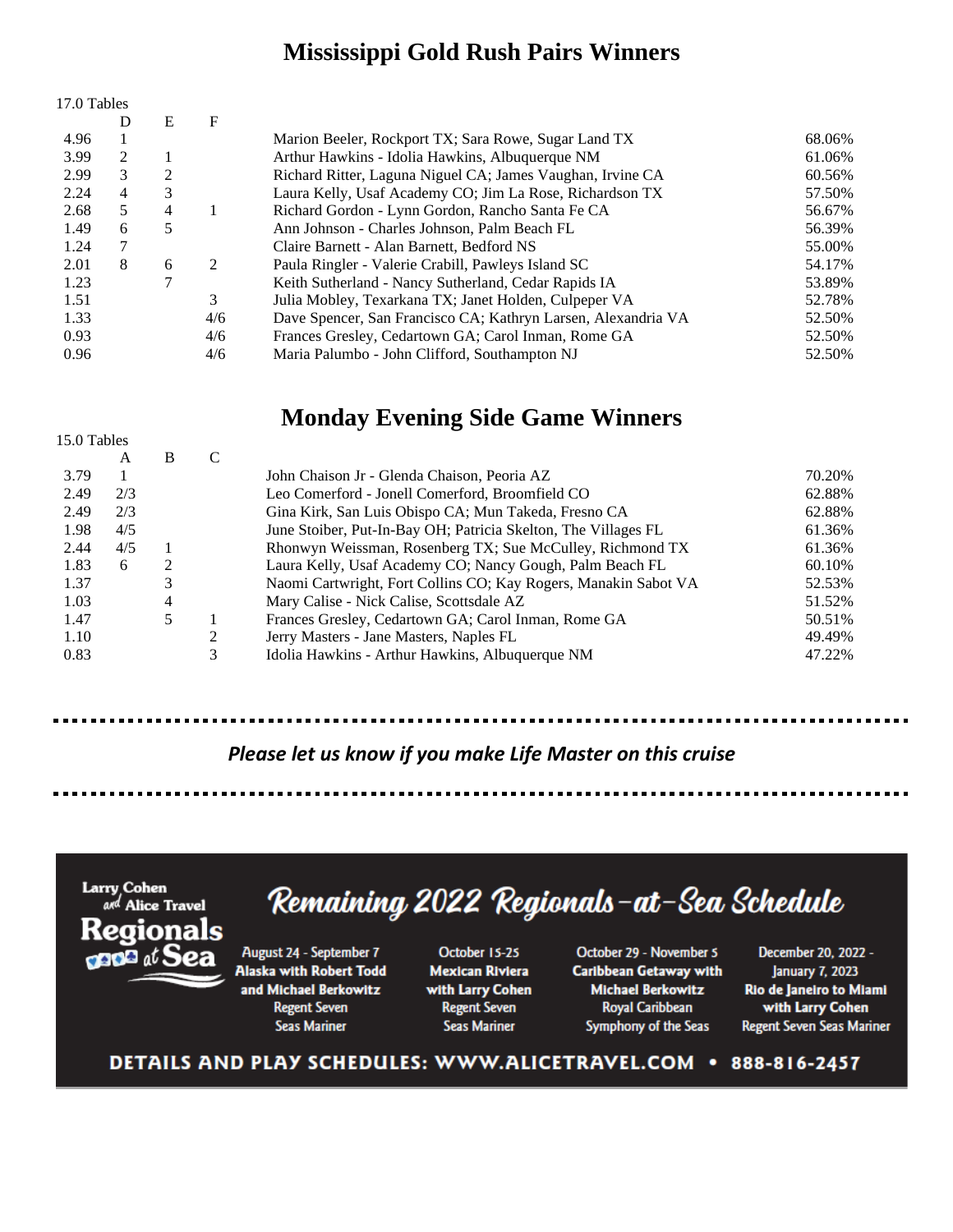## Mississippi Gold Rush Pairs Winners

| 17.0 Tables | D | E | F | | |
|---|---|---|---|---|---|
| 4.96 | 1 | | | Marion Beeler, Rockport TX; Sara Rowe, Sugar Land TX | 68.06% |
| 3.99 | 2 | 1 | | Arthur Hawkins - Idolia Hawkins, Albuquerque NM | 61.06% |
| 2.99 | 3 | 2 | | Richard Ritter, Laguna Niguel CA; James Vaughan, Irvine CA | 60.56% |
| 2.24 | 4 | 3 | | Laura Kelly, Usaf Academy CO; Jim La Rose, Richardson TX | 57.50% |
| 2.68 | 5 | 4 | 1 | Richard Gordon - Lynn Gordon, Rancho Santa Fe CA | 56.67% |
| 1.49 | 6 | 5 | | Ann Johnson - Charles Johnson, Palm Beach FL | 56.39% |
| 1.24 | 7 | | | Claire Barnett - Alan Barnett, Bedford NS | 55.00% |
| 2.01 | 8 | 6 | 2 | Paula Ringler - Valerie Crabill, Pawleys Island SC | 54.17% |
| 1.23 | | 7 | | Keith Sutherland - Nancy Sutherland, Cedar Rapids IA | 53.89% |
| 1.51 | | | 3 | Julia Mobley, Texarkana TX; Janet Holden, Culpeper VA | 52.78% |
| 1.33 | | | 4/6 | Dave Spencer, San Francisco CA; Kathryn Larsen, Alexandria VA | 52.50% |
| 0.93 | | | 4/6 | Frances Gresley, Cedartown GA; Carol Inman, Rome GA | 52.50% |
| 0.96 | | | 4/6 | Maria Palumbo - John Clifford, Southampton NJ | 52.50% |

## Monday Evening Side Game Winners

| 15.0 Tables | A | B | C | | |
|---|---|---|---|---|---|
| 3.79 | 1 | | | John Chaison Jr - Glenda Chaison, Peoria AZ | 70.20% |
| 2.49 | 2/3 | | | Leo Comerford - Jonell Comerford, Broomfield CO | 62.88% |
| 2.49 | 2/3 | | | Gina Kirk, San Luis Obispo CA; Mun Takeda, Fresno CA | 62.88% |
| 1.98 | 4/5 | | | June Stoiber, Put-In-Bay OH; Patricia Skelton, The Villages FL | 61.36% |
| 2.44 | 4/5 | 1 | | Rhonwyn Weissman, Rosenberg TX; Sue McCulley, Richmond TX | 61.36% |
| 1.83 | 6 | 2 | | Laura Kelly, Usaf Academy CO; Nancy Gough, Palm Beach FL | 60.10% |
| 1.37 | | 3 | | Naomi Cartwright, Fort Collins CO; Kay Rogers, Manakin Sabot VA | 52.53% |
| 1.03 | | 4 | | Mary Calise - Nick Calise, Scottsdale AZ | 51.52% |
| 1.47 | | 5 | 1 | Frances Gresley, Cedartown GA; Carol Inman, Rome GA | 50.51% |
| 1.10 | | | 2 | Jerry Masters - Jane Masters, Naples FL | 49.49% |
| 0.83 | | | 3 | Idolia Hawkins - Arthur Hawkins, Albuquerque NM | 47.22% |

***Please let us know if you make Life Master on this cruise***

Larry Cohen and Alice Travel Regionals at Sea

**Remaining 2022 Regionals-at-Sea Schedule**

August 24 - September 7
**Alaska with Robert Todd and Michael Berkowitz**
Regent Seven Seas Mariner

October 15-25
**Mexican Riviera with Larry Cohen**
Regent Seven Seas Mariner

October 29 - November 5
**Caribbean Getaway with Michael Berkowitz**
Royal Caribbean Symphony of the Seas

December 20, 2022 - January 7, 2023
**Rio de Janeiro to Miami with Larry Cohen**
Regent Seven Seas Mariner

**DETAILS AND PLAY SCHEDULES: WWW.ALICETRAVEL.COM • 888-816-2457**